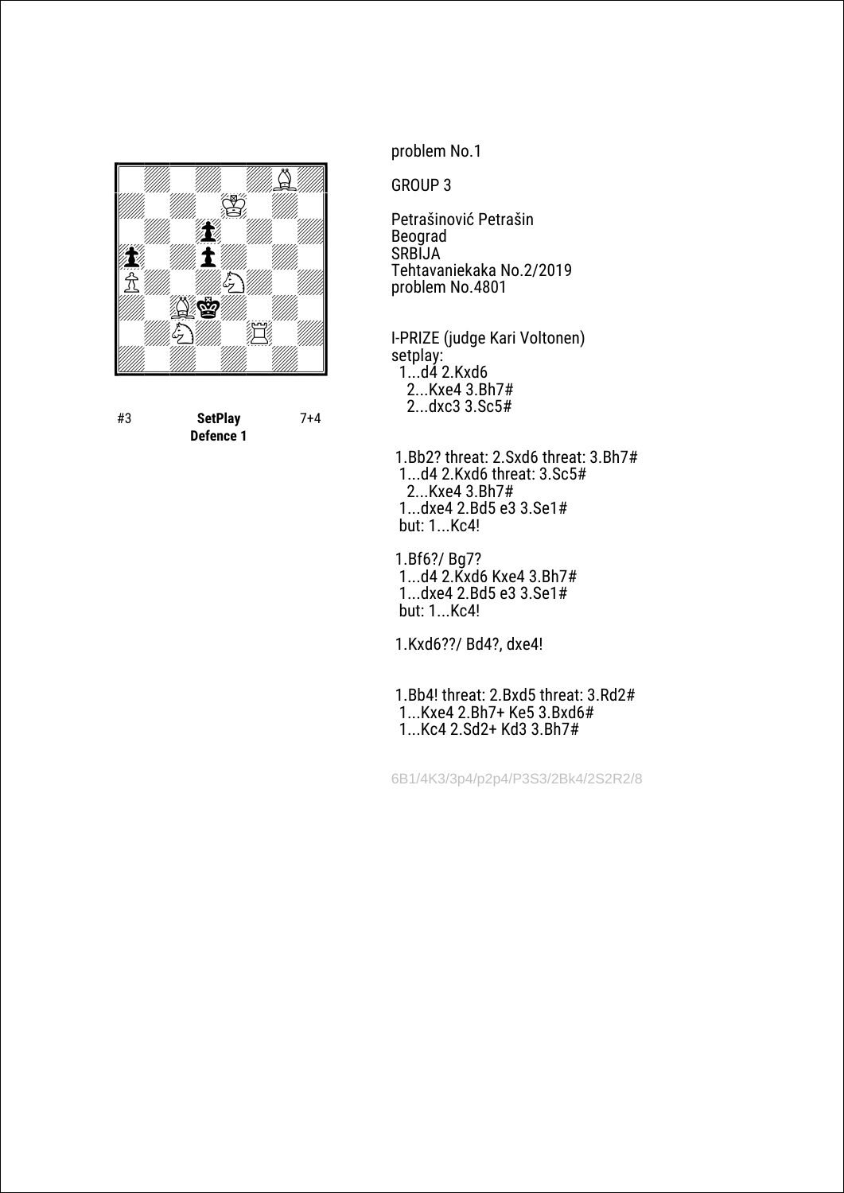#3 **SetPlay** 7+4
**Defence 1**

problem No.1

GROUP 3

Petrašinović Petrašin
Beograd
SRBIJA
Tehtavaniekaka No.2/2019
problem No.4801

I-PRIZE (judge Kari Voltonen)
setplay:
1...d4 2.Kxd6
2...Kxe4 3.Bh7#
2...dxc3 3.Sc5#

1.Bb2? threat: 2.Sxd6 threat: 3.Bh7#
1...d4 2.Kxd6 threat: 3.Sc5#
2...Kxe4 3.Bh7#
1...dxe4 2.Bd5 e3 3.Se1#
but: 1...Kc4!

1.Bf6?/ Bg7?
1...d4 2.Kxd6 Kxe4 3.Bh7#
1...dxe4 2.Bd5 e3 3.Se1#
but: 1...Kc4!

1.Kxd6??/ Bd4?, dxe4!

1.Bb4! threat: 2.Bxd5 threat: 3.Rd2#
1...Kxe4 2.Bh7+ Ke5 3.Bxd6#
1...Kc4 2.Sd2+ Kd3 3.Bh7#

6B1/4K3/3p4/p2p4/P3S3/2Bk4/2S2R2/8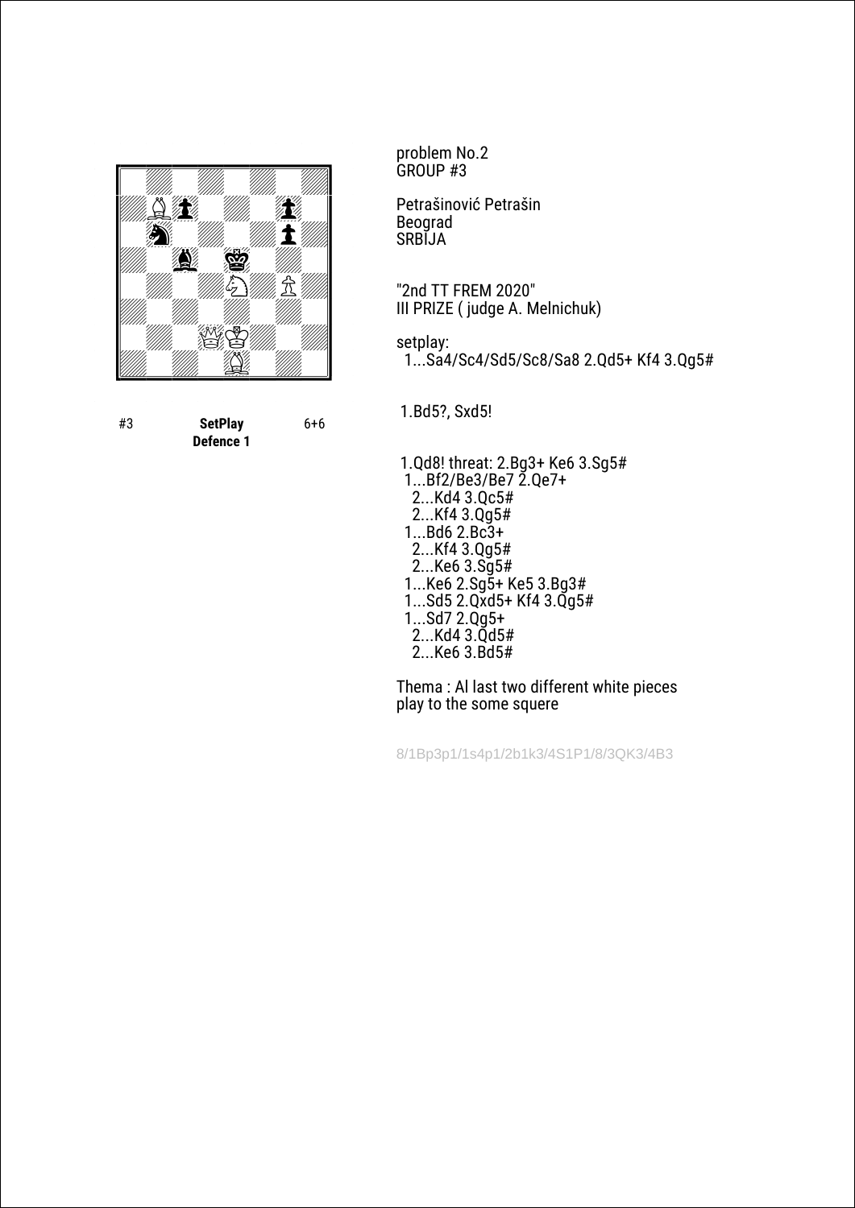problem No.2
GROUP #3

Petrašinović Petrašin
Beograd
SRBIJA

"2nd TT FREM 2020"
III PRIZE ( judge A. Melnichuk)

setplay:
1...Sa4/Sc4/Sd5/Sc8/Sa8 2.Qd5+ Kf4 3.Qg5#

#3 **SetPlay** 6+6
**Defence 1**

1.Bd5?, Sxd5!

1.Qd8! threat: 2.Bg3+ Ke6 3.Sg5#
1...Bf2/Be3/Be7 2.Qe7+
2...Kd4 3.Qc5#
2...Kf4 3.Qg5#
1...Bd6 2.Bc3+
2...Kf4 3.Qg5#
2...Ke6 3.Sg5#
1...Ke6 2.Sg5+ Ke5 3.Bg3#
1...Sd5 2.Qxd5+ Kf4 3.Qg5#
1...Sd7 2.Qg5+
2...Kd4 3.Qd5#
2...Ke6 3.Bd5#

Thema : Al last two different white pieces play to the some squere

8/1Bp3p1/1s4p1/2b1k3/4S1P1/8/3QK3/4B3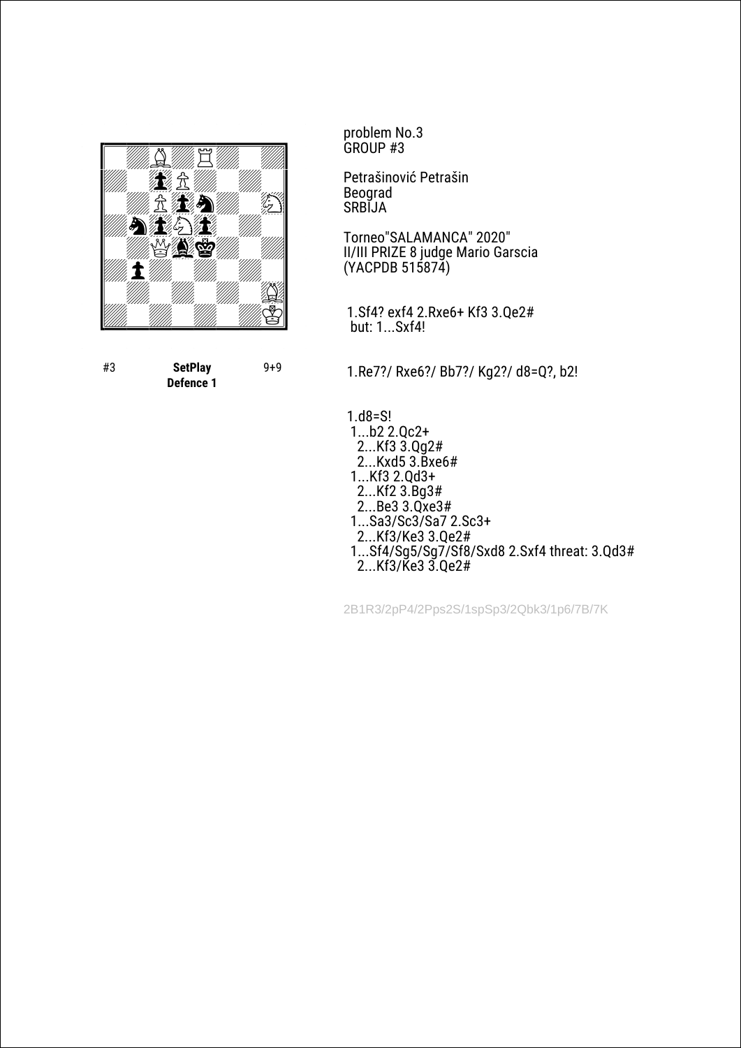problem No.3
GROUP #3

Petrašinović Petrašin
Beograd
SRBIJA

Torneo"SALAMANCA" 2020"
II/III PRIZE 8 judge Mario Garscia
(YACPDB 515874)

1.Sf4? exf4 2.Rxe6+ Kf3 3.Qe2#
but: 1...Sxf4!

#3 **SetPlay Defence 1** 9+9

1.Re7?/ Rxe6?/ Bb7?/ Kg2?/ d8=Q?, b2!

1.d8=S!
1...b2 2.Qc2+
2...Kf3 3.Qg2#
2...Kxd5 3.Bxe6#
1...Kf3 2.Qd3+
2...Kf2 3.Bg3#
2...Be3 3.Qxe3#
1...Sa3/Sc3/Sa7 2.Sc3+
2...Kf3/Ke3 3.Qe2#
1...Sf4/Sg5/Sg7/Sf8/Sxd8 2.Sxf4 threat: 3.Qd3#
2...Kf3/Ke3 3.Qe2#

2B1R3/2pP4/2Pps2S/1spSp3/2Qbk3/1p6/7B/7K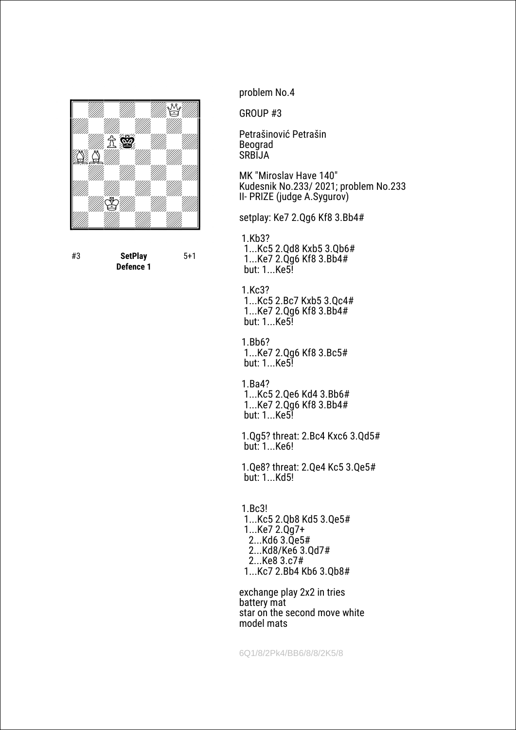#3 **SetPlay Defence 1** 5+1

problem No.4

GROUP #3

Petrašinović Petrašin
Beograd
SRBIJA

MK "Miroslav Have 140"
Kudesnik No.233/ 2021; problem No.233
II- PRIZE (judge A.Sygurov)

setplay: Ke7 2.Qg6 Kf8 3.Bb4#

1.Kb3?
1...Kc5 2.Qd8 Kxb5 3.Qb6#
1...Ke7 2.Qg6 Kf8 3.Bb4#
but: 1...Ke5!

1.Kc3?
1...Kc5 2.Bc7 Kxb5 3.Qc4#
1...Ke7 2.Qg6 Kf8 3.Bb4#
but: 1...Ke5!

1.Bb6?
1...Ke7 2.Qg6 Kf8 3.Bc5#
but: 1...Ke5!

1.Ba4?
1...Kc5 2.Qe6 Kd4 3.Bb6#
1...Ke7 2.Qg6 Kf8 3.Bb4#
but: 1...Ke5!

1.Qg5? threat: 2.Bc4 Kxc6 3.Qd5#
but: 1...Ke6!

1.Qe8? threat: 2.Qe4 Kc5 3.Qe5#
but: 1...Kd5!

1.Bc3!
1...Kc5 2.Qb8 Kd5 3.Qe5#
1...Ke7 2.Qg7+
2...Kd6 3.Qe5#
2...Kd8/Ke6 3.Qd7#
2...Ke8 3.c7#
1...Kc7 2.Bb4 Kb6 3.Qb8#

exchange play 2x2 in tries
battery mat
star on the second move white
model mats

6Q1/8/2Pk4/BB6/8/8/2K5/8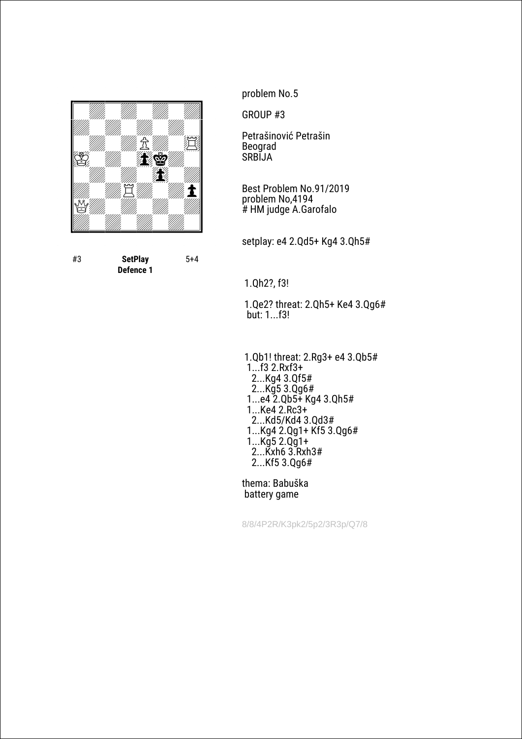problem No.5

GROUP #3

Petrašinović Petrašin
Beograd
SRBIJA

Best Problem No.91/2019
problem No,4194
# HM judge A.Garofalo

setplay: e4 2.Qd5+ Kg4 3.Qh5#

#3 **SetPlay** 5+4
**Defence 1**

1.Qh2?, f3!

1.Qe2? threat: 2.Qh5+ Ke4 3.Qg6#
but: 1...f3!

1.Qb1! threat: 2.Rg3+ e4 3.Qb5#
1...f3 2.Rxf3+
2...Kg4 3.Qf5#
2...Kg5 3.Qg6#
1...e4 2.Qb5+ Kg4 3.Qh5#
1...Ke4 2.Rc3+
2...Kd5/Kd4 3.Qd3#
1...Kg4 2.Qg1+ Kf5 3.Qg6#
1...Kg5 2.Qg1+
2...Kxh6 3.Rxh3#
2...Kf5 3.Qg6#

thema: Babuška
battery game

8/8/4P2R/K3pk2/5p2/3R3p/Q7/8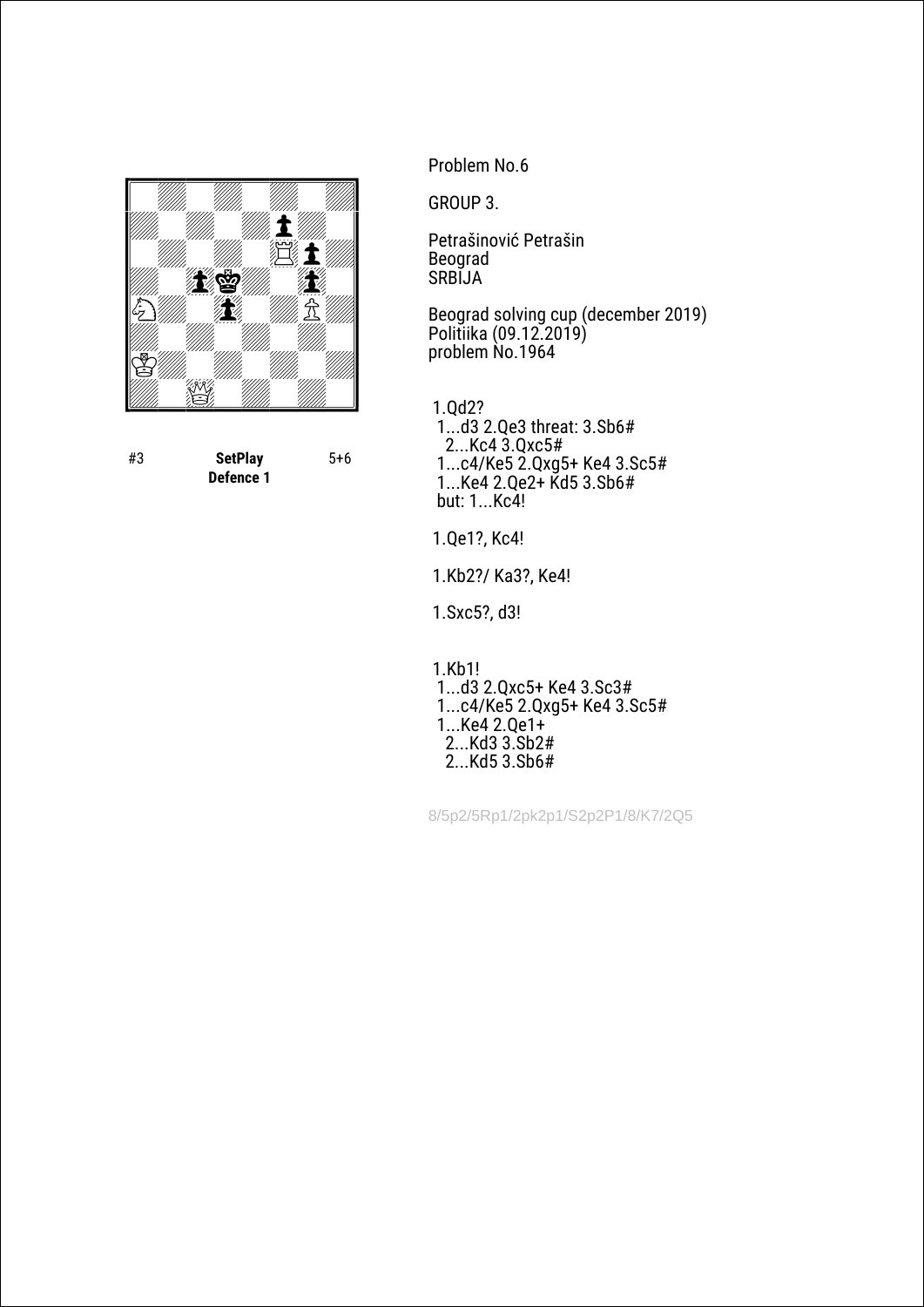#3 **SetPlay Defence 1** 5+6

Problem No.6

GROUP 3.

Petrašinović Petrašin
Beograd
SRBIJA

Beograd solving cup (december 2019)
Politiika (09.12.2019)
problem No.1964

1.Qd2?
1...d3 2.Qe3 threat: 3.Sb6#
2...Kc4 3.Qxc5#
1...c4/Ke5 2.Qxg5+ Ke4 3.Sc5#
1...Ke4 2.Qe2+ Kd5 3.Sb6#
but: 1...Kc4!

1.Qe1?, Kc4!

1.Kb2?/ Ka3?, Ke4!

1.Sxc5?, d3!

1.Kb1!
1...d3 2.Qxc5+ Ke4 3.Sc3#
1...c4/Ke5 2.Qxg5+ Ke4 3.Sc5#
1...Ke4 2.Qe1+
2...Kd3 3.Sb2#
2...Kd5 3.Sb6#

8/5p2/5Rp1/2pk2p1/S2p2P1/8/K7/2Q5